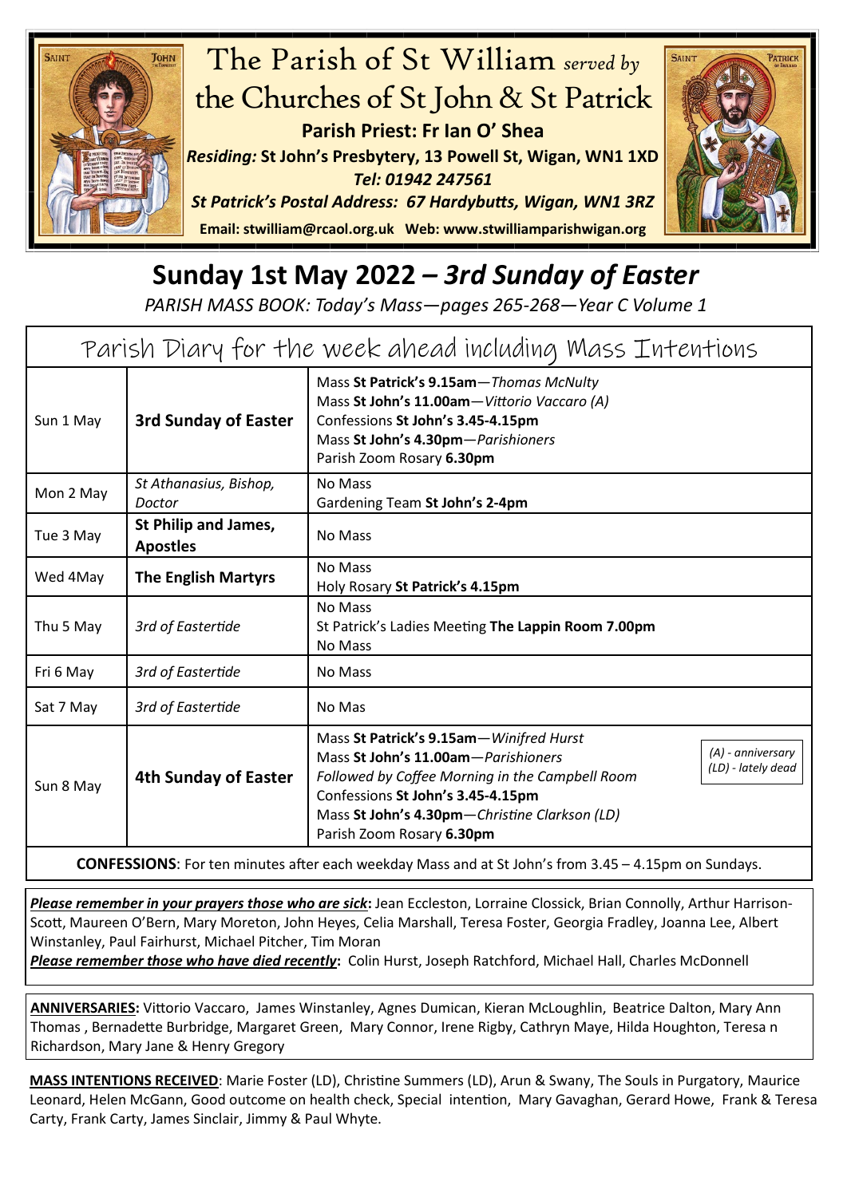# The Parish of St William *served by* the Churches of St John & St Patrick

**Parish Priest: Fr Ian O' Shea**

***Residing:* St John's Presbytery, 13 Powell St, Wigan, WN1 1XD**

***Tel: 01942 247561***

***St Patrick's Postal Address: 67 Hardybutts, Wigan, WN1 3RZ***

**Email: stwilliam@rcaol.org.uk Web: www.stwilliamparishwigan.org**

## Sunday 1st May 2022 – *3rd Sunday of Easter*

*PARISH MASS BOOK: Today's Mass—pages 265-268—Year C Volume 1*

### Parish Diary for the week ahead including Mass Intentions

| | | |
|---|---|---|
| Sun 1 May | **3rd Sunday of Easter** | Mass **St Patrick's 9.15am**—*Thomas McNulty*<br>Mass **St John's 11.00am**—*Vittorio Vaccaro (A)*<br>Confessions **St John's 3.45-4.15pm**<br>Mass **St John's 4.30pm**—*Parishioners*<br>Parish Zoom Rosary **6.30pm** |
| Mon 2 May | *St Athanasius, Bishop, Doctor* | No Mass<br>Gardening Team **St John's 2-4pm** |
| Tue 3 May | **St Philip and James, Apostles** | No Mass |
| Wed 4May | **The English Martyrs** | No Mass<br>Holy Rosary **St Patrick's 4.15pm** |
| Thu 5 May | *3rd of Eastertide* | No Mass<br>St Patrick's Ladies Meeting **The Lappin Room 7.00pm**<br>No Mass |
| Fri 6 May | *3rd of Eastertide* | No Mass |
| Sat 7 May | *3rd of Eastertide* | No Mas |
| Sun 8 May | **4th Sunday of Easter** | Mass **St Patrick's 9.15am**—*Winifred Hurst*<br>Mass **St John's 11.00am**—*Parishioners*<br>*Followed by Coffee Morning in the Campbell Room*<br>Confessions **St John's 3.45-4.15pm**<br>Mass **St John's 4.30pm**—*Christine Clarkson (LD)*<br>Parish Zoom Rosary **6.30pm** |

*(A) - anniversary*
*(LD) - lately dead*

**CONFESSIONS**: For ten minutes after each weekday Mass and at St John's from 3.45 – 4.15pm on Sundays.

***Please remember in your prayers those who are sick*:** Jean Eccleston, Lorraine Clossick, Brian Connolly, Arthur Harrison-Scott, Maureen O'Bern, Mary Moreton, John Heyes, Celia Marshall, Teresa Foster, Georgia Fradley, Joanna Lee, Albert Winstanley, Paul Fairhurst, Michael Pitcher, Tim Moran

***Please remember those who have died recently*:** Colin Hurst, Joseph Ratchford, Michael Hall, Charles McDonnell

**ANNIVERSARIES:** Vittorio Vaccaro, James Winstanley, Agnes Dumican, Kieran McLoughlin, Beatrice Dalton, Mary Ann Thomas , Bernadette Burbridge, Margaret Green, Mary Connor, Irene Rigby, Cathryn Maye, Hilda Houghton, Teresa n Richardson, Mary Jane & Henry Gregory

**MASS INTENTIONS RECEIVED**: Marie Foster (LD), Christine Summers (LD), Arun & Swany, The Souls in Purgatory, Maurice Leonard, Helen McGann, Good outcome on health check, Special intention, Mary Gavaghan, Gerard Howe, Frank & Teresa Carty, Frank Carty, James Sinclair, Jimmy & Paul Whyte.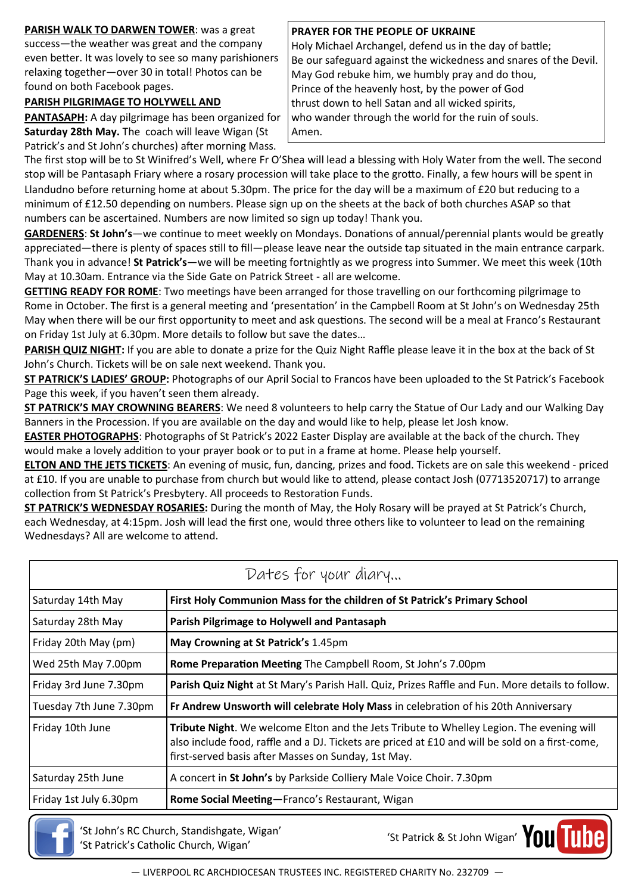**PARISH WALK TO DARWEN TOWER**: was a great success—the weather was great and the company even better. It was lovely to see so many parishioners relaxing together—over 30 in total! Photos can be found on both Facebook pages.

**PARISH PILGRIMAGE TO HOLYWELL AND PANTASAPH:** A day pilgrimage has been organized for **Saturday 28th May.** The coach will leave Wigan (St Patrick's and St John's churches) after morning Mass. The first stop will be to St Winifred's Well, where Fr O'Shea will lead a blessing with Holy Water from the well. The second stop will be Pantasaph Friary where a rosary procession will take place to the grotto. Finally, a few hours will be spent in Llandudno before returning home at about 5.30pm. The price for the day will be a maximum of £20 but reducing to a minimum of £12.50 depending on numbers. Please sign up on the sheets at the back of both churches ASAP so that numbers can be ascertained. Numbers are now limited so sign up today! Thank you.

**PRAYER FOR THE PEOPLE OF UKRAINE**

Holy Michael Archangel, defend us in the day of battle;
Be our safeguard against the wickedness and snares of the Devil.
May God rebuke him, we humbly pray and do thou,
Prince of the heavenly host, by the power of God
thrust down to hell Satan and all wicked spirits,
who wander through the world for the ruin of souls.
Amen.

**GARDENERS**: **St John's**—we continue to meet weekly on Mondays. Donations of annual/perennial plants would be greatly appreciated—there is plenty of spaces still to fill—please leave near the outside tap situated in the main entrance carpark. Thank you in advance! **St Patrick's**—we will be meeting fortnightly as we progress into Summer. We meet this week (10th May at 10.30am. Entrance via the Side Gate on Patrick Street - all are welcome.

**GETTING READY FOR ROME**: Two meetings have been arranged for those travelling on our forthcoming pilgrimage to Rome in October. The first is a general meeting and 'presentation' in the Campbell Room at St John's on Wednesday 25th May when there will be our first opportunity to meet and ask questions. The second will be a meal at Franco's Restaurant on Friday 1st July at 6.30pm. More details to follow but save the dates…

**PARISH QUIZ NIGHT:** If you are able to donate a prize for the Quiz Night Raffle please leave it in the box at the back of St John's Church. Tickets will be on sale next weekend. Thank you.

**ST PATRICK'S LADIES' GROUP:** Photographs of our April Social to Francos have been uploaded to the St Patrick's Facebook Page this week, if you haven't seen them already.

**ST PATRICK'S MAY CROWNING BEARERS**: We need 8 volunteers to help carry the Statue of Our Lady and our Walking Day Banners in the Procession. If you are available on the day and would like to help, please let Josh know.

**EASTER PHOTOGRAPHS**: Photographs of St Patrick's 2022 Easter Display are available at the back of the church. They would make a lovely addition to your prayer book or to put in a frame at home. Please help yourself.

**ELTON AND THE JETS TICKETS**: An evening of music, fun, dancing, prizes and food. Tickets are on sale this weekend - priced at £10. If you are unable to purchase from church but would like to attend, please contact Josh (07713520717) to arrange collection from St Patrick's Presbytery. All proceeds to Restoration Funds.

**ST PATRICK'S WEDNESDAY ROSARIES:** During the month of May, the Holy Rosary will be prayed at St Patrick's Church, each Wednesday, at 4:15pm. Josh will lead the first one, would three others like to volunteer to lead on the remaining Wednesdays? All are welcome to attend.

## Dates for your diary…

| | |
|---|---|
| Saturday 14th May | **First Holy Communion Mass for the children of St Patrick's Primary School** |
| Saturday 28th May | **Parish Pilgrimage to Holywell and Pantasaph** |
| Friday 20th May (pm) | **May Crowning at St Patrick's** 1.45pm |
| Wed 25th May 7.00pm | **Rome Preparation Meeting** The Campbell Room, St John's 7.00pm |
| Friday 3rd June 7.30pm | **Parish Quiz Night** at St Mary's Parish Hall. Quiz, Prizes Raffle and Fun. More details to follow. |
| Tuesday 7th June 7.30pm | **Fr Andrew Unsworth will celebrate Holy Mass** in celebration of his 20th Anniversary |
| Friday 10th June | **Tribute Night**. We welcome Elton and the Jets Tribute to Whelley Legion. The evening will also include food, raffle and a DJ. Tickets are priced at £10 and will be sold on a first-come, first-served basis after Masses on Sunday, 1st May. |
| Saturday 25th June | A concert in **St John's** by Parkside Colliery Male Voice Choir. 7.30pm |
| Friday 1st July 6.30pm | **Rome Social Meeting**—Franco's Restaurant, Wigan |

'St John's RC Church, Standishgate, Wigan'
'St Patrick's Catholic Church, Wigan'

'St Patrick & St John Wigan' YouTube

— LIVERPOOL RC ARCHDIOCESAN TRUSTEES INC. REGISTERED CHARITY No. 232709 —